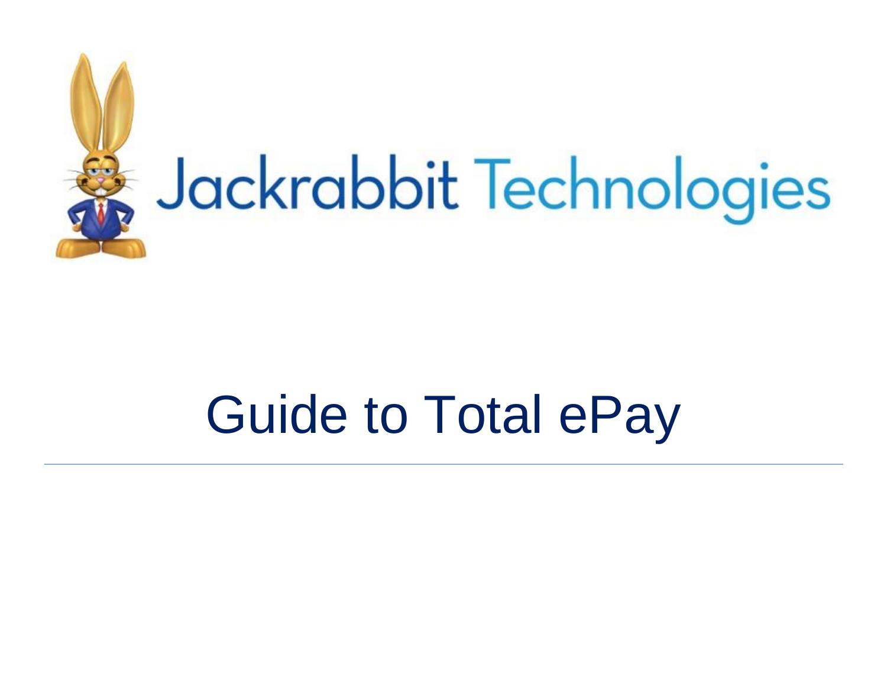Jackrabbit Technologies

# Guide to Total ePay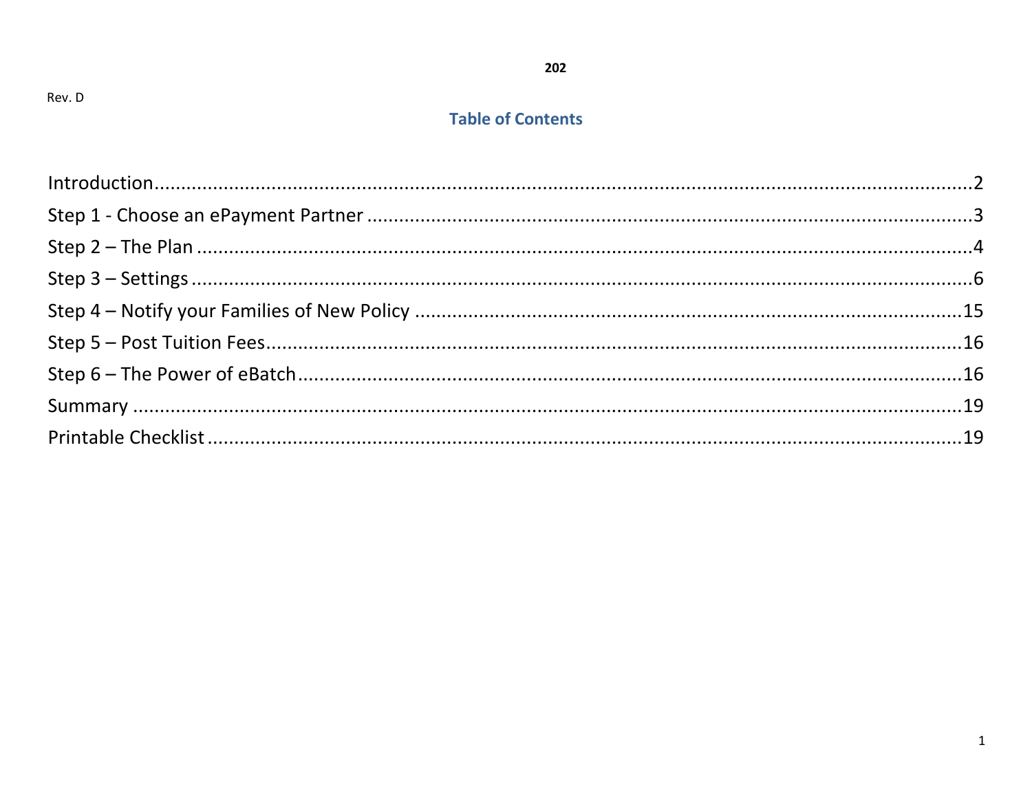202

Rev. D

## Table of Contents

Introduction....................................................................................................................................2
Step 1 - Choose an ePayment Partner ..........................................................................................3
Step 2 – The Plan ............................................................................................................................4
Step 3 – Settings ..............................................................................................................................6
Step 4 – Notify your Families of New Policy ................................................................................15
Step 5 – Post Tuition Fees.............................................................................................................16
Step 6 – The Power of eBatch ......................................................................................................16
Summary ........................................................................................................................................19
Printable Checklist ........................................................................................................................19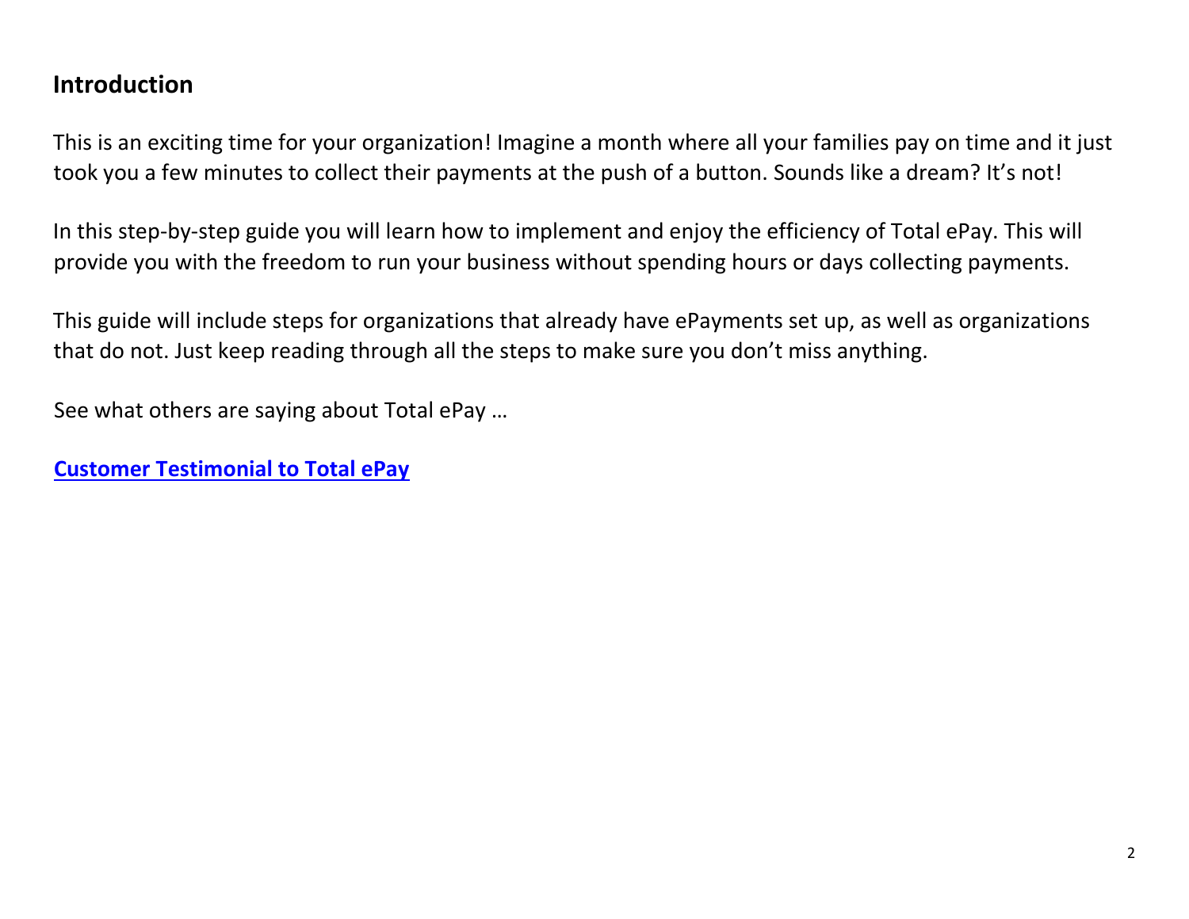## Introduction

This is an exciting time for your organization! Imagine a month where all your families pay on time and it just took you a few minutes to collect their payments at the push of a button. Sounds like a dream? It's not!

In this step-by-step guide you will learn how to implement and enjoy the efficiency of Total ePay. This will provide you with the freedom to run your business without spending hours or days collecting payments.

This guide will include steps for organizations that already have ePayments set up, as well as organizations that do not. Just keep reading through all the steps to make sure you don't miss anything.

See what others are saying about Total ePay …

**Customer Testimonial to Total ePay**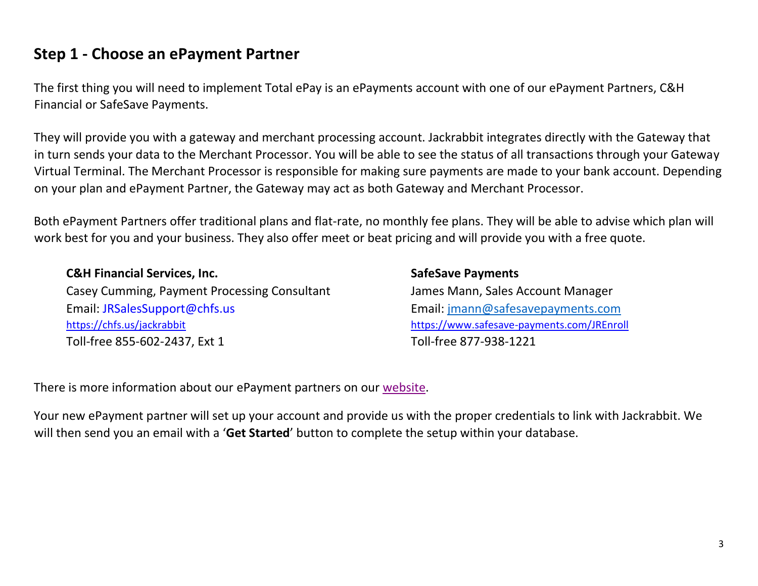## Step 1 - Choose an ePayment Partner

The first thing you will need to implement Total ePay is an ePayments account with one of our ePayment Partners, C&H Financial or SafeSave Payments.

They will provide you with a gateway and merchant processing account. Jackrabbit integrates directly with the Gateway that in turn sends your data to the Merchant Processor. You will be able to see the status of all transactions through your Gateway Virtual Terminal. The Merchant Processor is responsible for making sure payments are made to your bank account. Depending on your plan and ePayment Partner, the Gateway may act as both Gateway and Merchant Processor.

Both ePayment Partners offer traditional plans and flat-rate, no monthly fee plans. They will be able to advise which plan will work best for you and your business. They also offer meet or beat pricing and will provide you with a free quote.

**C&H Financial Services, Inc.**
Casey Cumming, Payment Processing Consultant
Email: JRSalesSupport@chfs.us
https://chfs.us/jackrabbit
Toll-free 855-602-2437, Ext 1

**SafeSave Payments**
James Mann, Sales Account Manager
Email: jmann@safesavepayments.com
https://www.safesave-payments.com/JREnroll
Toll-free 877-938-1221

There is more information about our ePayment partners on our website.

Your new ePayment partner will set up your account and provide us with the proper credentials to link with Jackrabbit. We will then send you an email with a '**Get Started**' button to complete the setup within your database.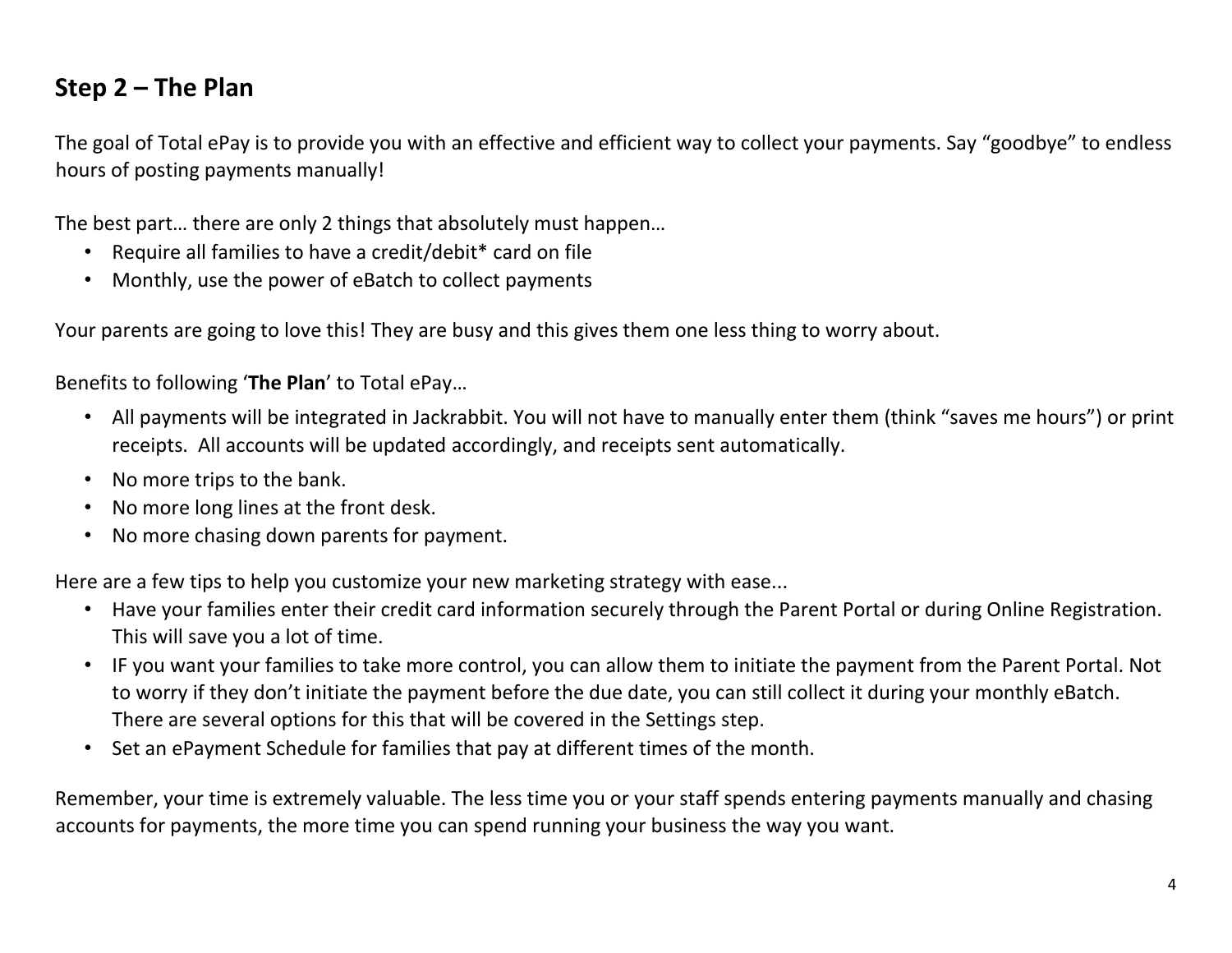## Step 2 – The Plan

The goal of Total ePay is to provide you with an effective and efficient way to collect your payments. Say "goodbye" to endless hours of posting payments manually!

The best part… there are only 2 things that absolutely must happen…

- Require all families to have a credit/debit* card on file
- Monthly, use the power of eBatch to collect payments

Your parents are going to love this! They are busy and this gives them one less thing to worry about.

Benefits to following '**The Plan**' to Total ePay…

- All payments will be integrated in Jackrabbit. You will not have to manually enter them (think "saves me hours") or print receipts. All accounts will be updated accordingly, and receipts sent automatically.
- No more trips to the bank.
- No more long lines at the front desk.
- No more chasing down parents for payment.

Here are a few tips to help you customize your new marketing strategy with ease...

- Have your families enter their credit card information securely through the Parent Portal or during Online Registration. This will save you a lot of time.
- IF you want your families to take more control, you can allow them to initiate the payment from the Parent Portal. Not to worry if they don't initiate the payment before the due date, you can still collect it during your monthly eBatch. There are several options for this that will be covered in the Settings step.
- Set an ePayment Schedule for families that pay at different times of the month.

Remember, your time is extremely valuable. The less time you or your staff spends entering payments manually and chasing accounts for payments, the more time you can spend running your business the way you want.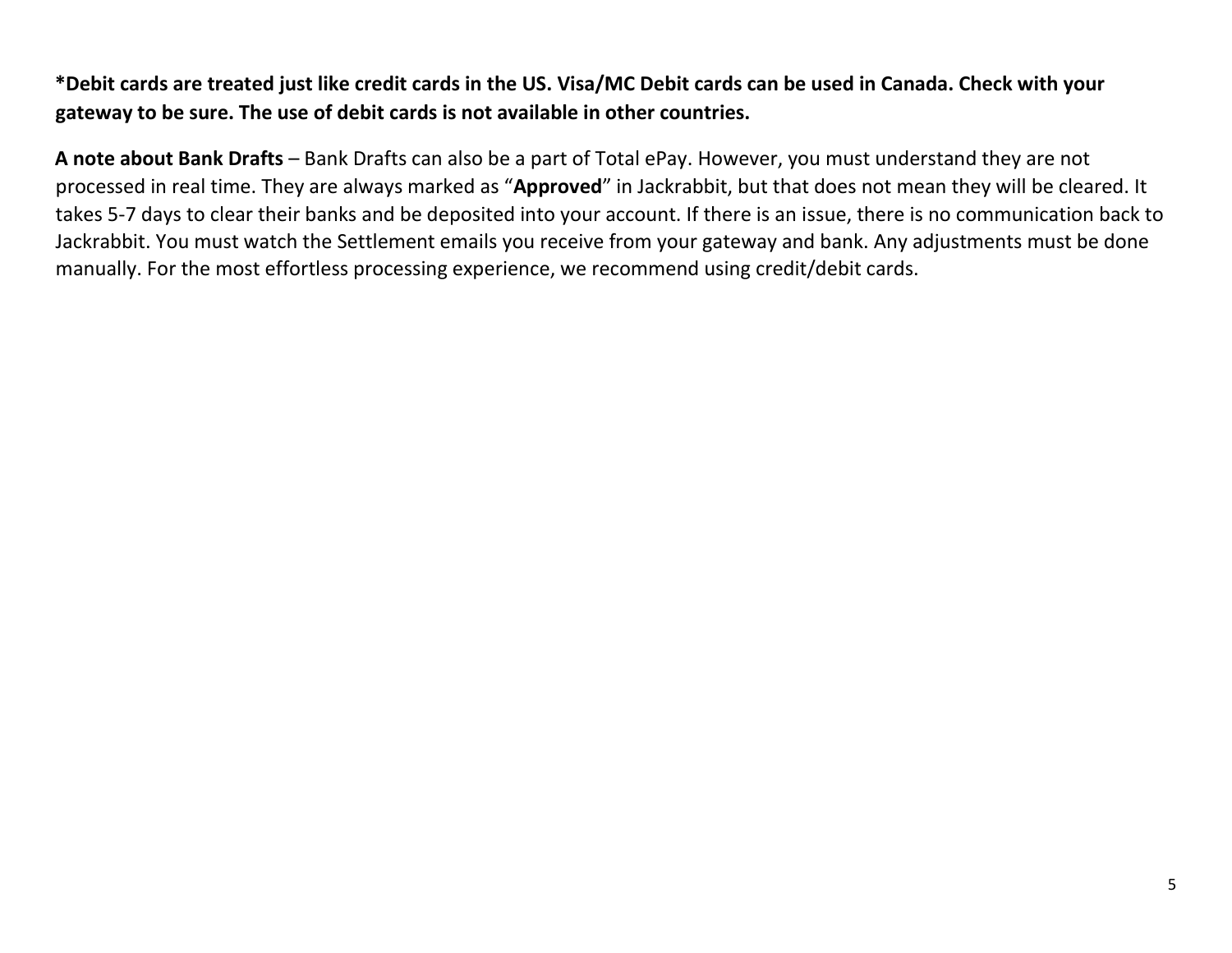**\*Debit cards are treated just like credit cards in the US. Visa/MC Debit cards can be used in Canada. Check with your gateway to be sure. The use of debit cards is not available in other countries.**

**A note about Bank Drafts** – Bank Drafts can also be a part of Total ePay. However, you must understand they are not processed in real time. They are always marked as "**Approved**" in Jackrabbit, but that does not mean they will be cleared. It takes 5-7 days to clear their banks and be deposited into your account. If there is an issue, there is no communication back to Jackrabbit. You must watch the Settlement emails you receive from your gateway and bank. Any adjustments must be done manually. For the most effortless processing experience, we recommend using credit/debit cards.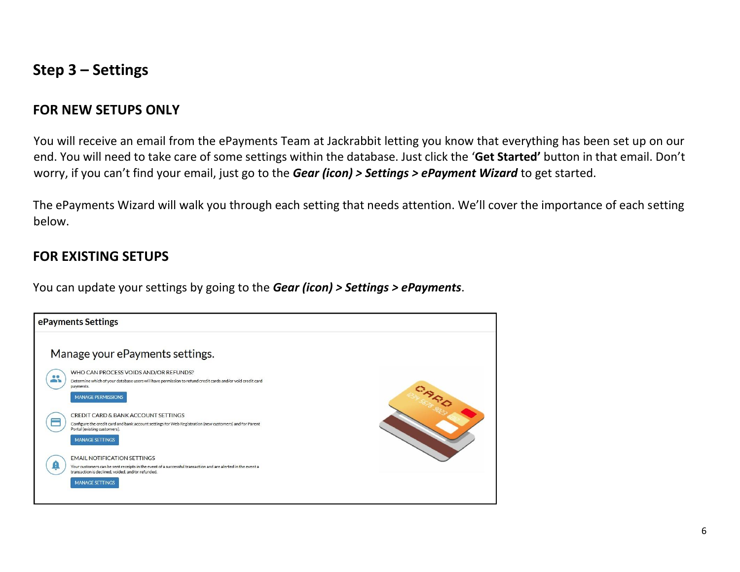## Step 3 – Settings

### FOR NEW SETUPS ONLY

You will receive an email from the ePayments Team at Jackrabbit letting you know that everything has been set up on our end. You will need to take care of some settings within the database. Just click the **'Get Started'** button in that email. Don't worry, if you can't find your email, just go to the ***Gear (icon) > Settings > ePayment Wizard*** to get started.

The ePayments Wizard will walk you through each setting that needs attention. We'll cover the importance of each setting below.

### FOR EXISTING SETUPS

You can update your settings by going to the ***Gear (icon) > Settings > ePayments***.

**ePayments Settings**

Manage your ePayments settings.

WHO CAN PROCESS VOIDS AND/OR REFUNDS?

Determine which of your database users will have permission to refund credit cards and/or void credit card payments.

MANAGE PERMISSIONS

CREDIT CARD & BANK ACCOUNT SETTINGS

Configure the credit card and bank account settings for Web Registration (new customers) and for Parent Portal (existing customers).

MANAGE SETTINGS

EMAIL NOTIFICATION SETTINGS

Your customers can be sent receipts in the event of a successful transaction and are alerted in the event a transaction is declined, voided, and/or refunded.

MANAGE SETTINGS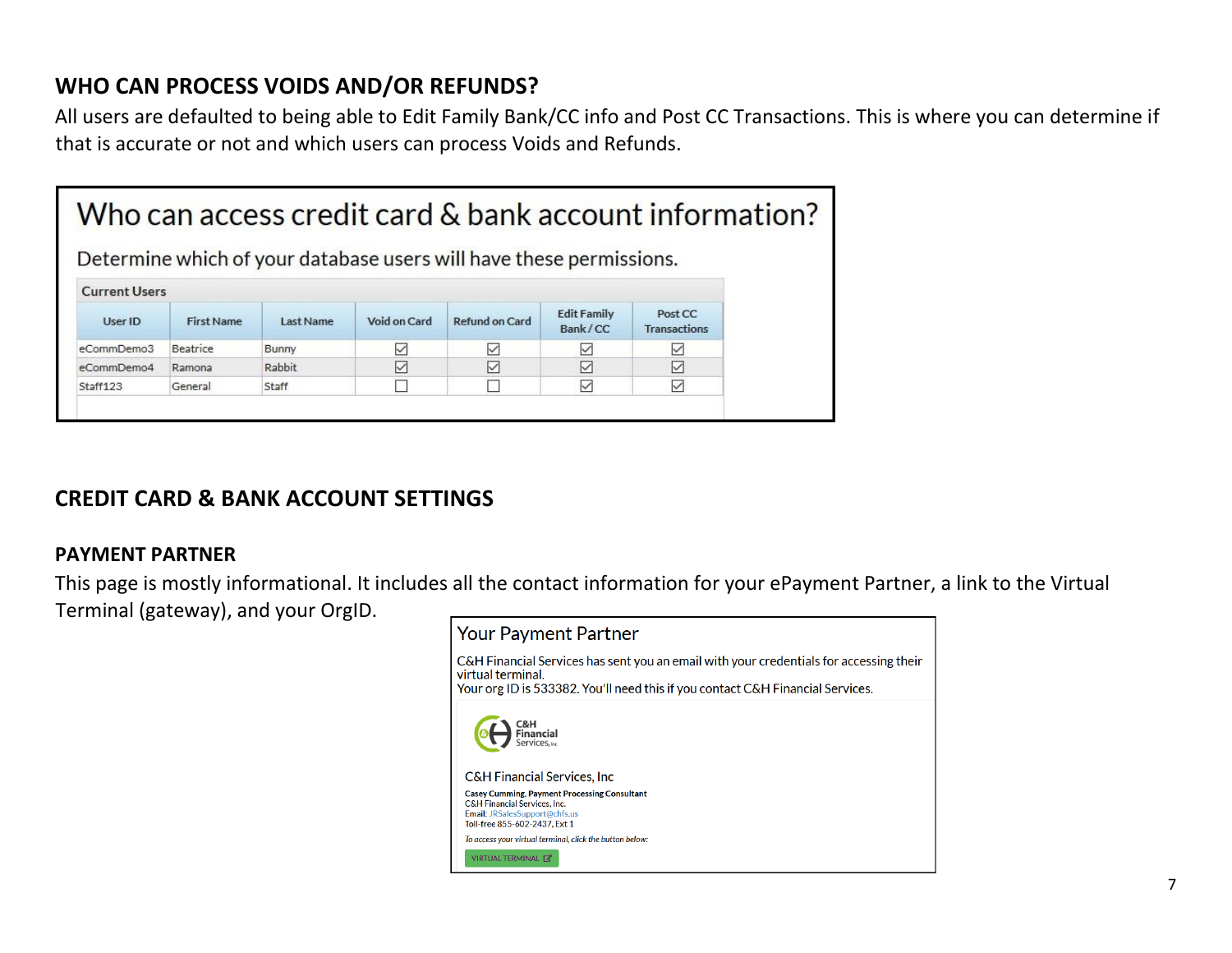## WHO CAN PROCESS VOIDS AND/OR REFUNDS?

All users are defaulted to being able to Edit Family Bank/CC info and Post CC Transactions. This is where you can determine if that is accurate or not and which users can process Voids and Refunds.

# Who can access credit card & bank account information?

Determine which of your database users will have these permissions.

**Current Users**

| User ID | First Name | Last Name | Void on Card | Refund on Card | Edit Family Bank / CC | Post CC Transactions |
|---|---|---|---|---|---|---|
| eCommDemo3 | Beatrice | Bunny | ☑ | ☑ | ☑ | ☑ |
| eCommDemo4 | Ramona | Rabbit | ☑ | ☑ | ☑ | ☑ |
| Staff123 | General | Staff | ☐ | ☐ | ☑ | ☑ |

## CREDIT CARD & BANK ACCOUNT SETTINGS

### PAYMENT PARTNER

This page is mostly informational. It includes all the contact information for your ePayment Partner, a link to the Virtual Terminal (gateway), and your OrgID.

Your Payment Partner

C&H Financial Services has sent you an email with your credentials for accessing their virtual terminal.
Your org ID is 533382. You'll need this if you contact C&H Financial Services.

C&H Financial Services, Inc

C&H Financial Services, Inc

**Casey Cumming, Payment Processing Consultant**
C&H Financial Services, Inc.
Email: JRSalesSupport@chfs.us
Toll-free 855-602-2437, Ext 1

*To access your virtual terminal, click the button below:*

VIRTUAL TERMINAL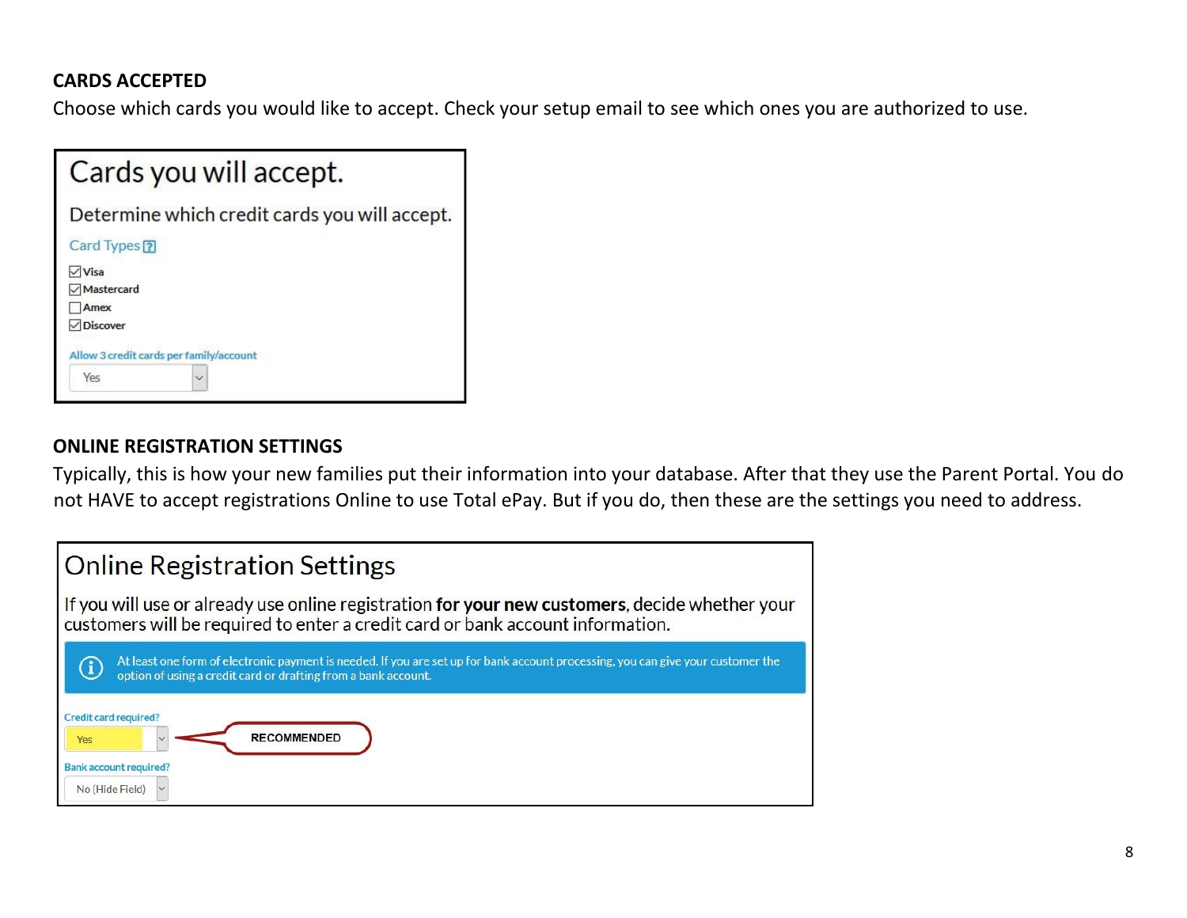## CARDS ACCEPTED

Choose which cards you would like to accept. Check your setup email to see which ones you are authorized to use.

### Cards you will accept.

Determine which credit cards you will accept.

Card Types

- [x] Visa
- [x] Mastercard
- [ ] Amex
- [x] Discover

Allow 3 credit cards per family/account

Yes

## ONLINE REGISTRATION SETTINGS

Typically, this is how your new families put their information into your database. After that they use the Parent Portal. You do not HAVE to accept registrations Online to use Total ePay. But if you do, then these are the settings you need to address.

### Online Registration Settings

If you will use or already use online registration **for your new customers**, decide whether your customers will be required to enter a credit card or bank account information.

At least one form of electronic payment is needed. If you are set up for bank account processing, you can give your customer the option of using a credit card or drafting from a bank account.

Credit card required?

Yes — RECOMMENDED

Bank account required?

No (Hide Field)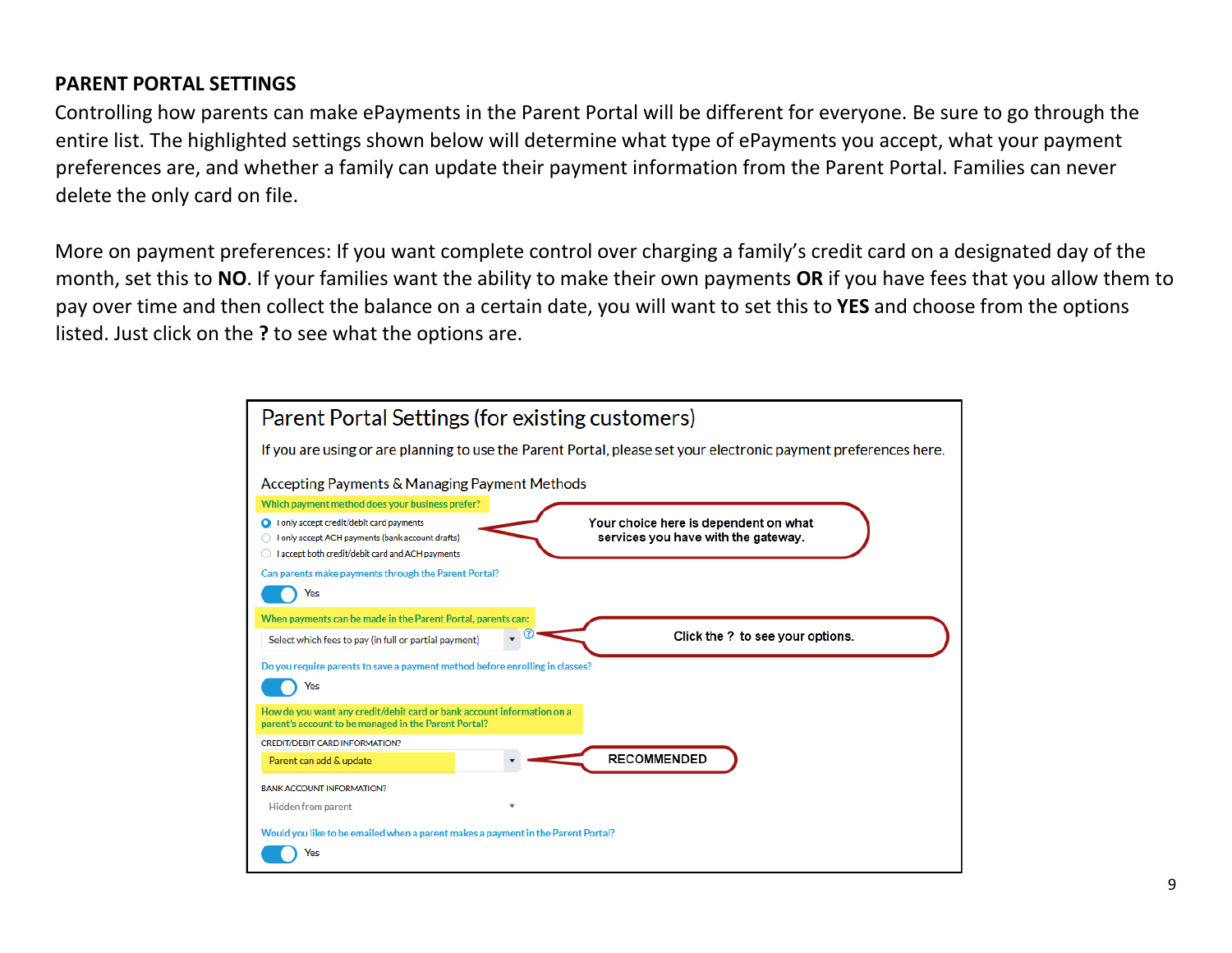**PARENT PORTAL SETTINGS**

Controlling how parents can make ePayments in the Parent Portal will be different for everyone. Be sure to go through the entire list. The highlighted settings shown below will determine what type of ePayments you accept, what your payment preferences are, and whether a family can update their payment information from the Parent Portal. Families can never delete the only card on file.

More on payment preferences: If you want complete control over charging a family's credit card on a designated day of the month, set this to **NO**. If your families want the ability to make their own payments **OR** if you have fees that you allow them to pay over time and then collect the balance on a certain date, you will want to set this to **YES** and choose from the options listed. Just click on the **?** to see what the options are.

Parent Portal Settings (for existing customers)

If you are using or are planning to use the Parent Portal, please set your electronic payment preferences here.

Accepting Payments & Managing Payment Methods

Which payment method does your business prefer?

- I only accept credit/debit card payments
- I only accept ACH payments (bank account drafts)
- I accept both credit/debit card and ACH payments

Your choice here is dependent on what services you have with the gateway.

Can parents make payments through the Parent Portal?

Yes

When payments can be made in the Parent Portal, parents can:

Select which fees to pay (in full or partial payment)

Click the ? to see your options.

Do you require parents to save a payment method before enrolling in classes?

Yes

How do you want any credit/debit card or bank account information on a parent's account to be managed in the Parent Portal?

CREDIT/DEBIT CARD INFORMATION?

Parent can add & update

RECOMMENDED

BANK ACCOUNT INFORMATION?

Hidden from parent

Would you like to be emailed when a parent makes a payment in the Parent Portal?

Yes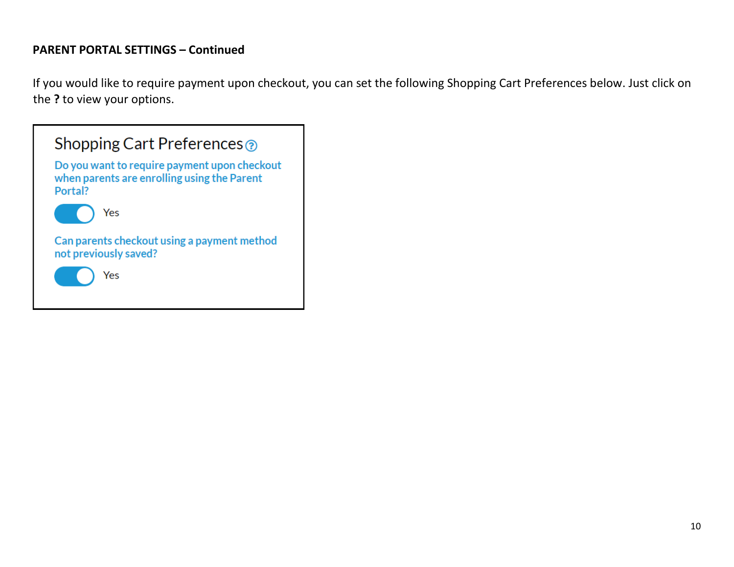**PARENT PORTAL SETTINGS – Continued**

If you would like to require payment upon checkout, you can set the following Shopping Cart Preferences below. Just click on the **?** to view your options.

Shopping Cart Preferences

Do you want to require payment upon checkout when parents are enrolling using the Parent Portal?

Yes

Can parents checkout using a payment method not previously saved?

Yes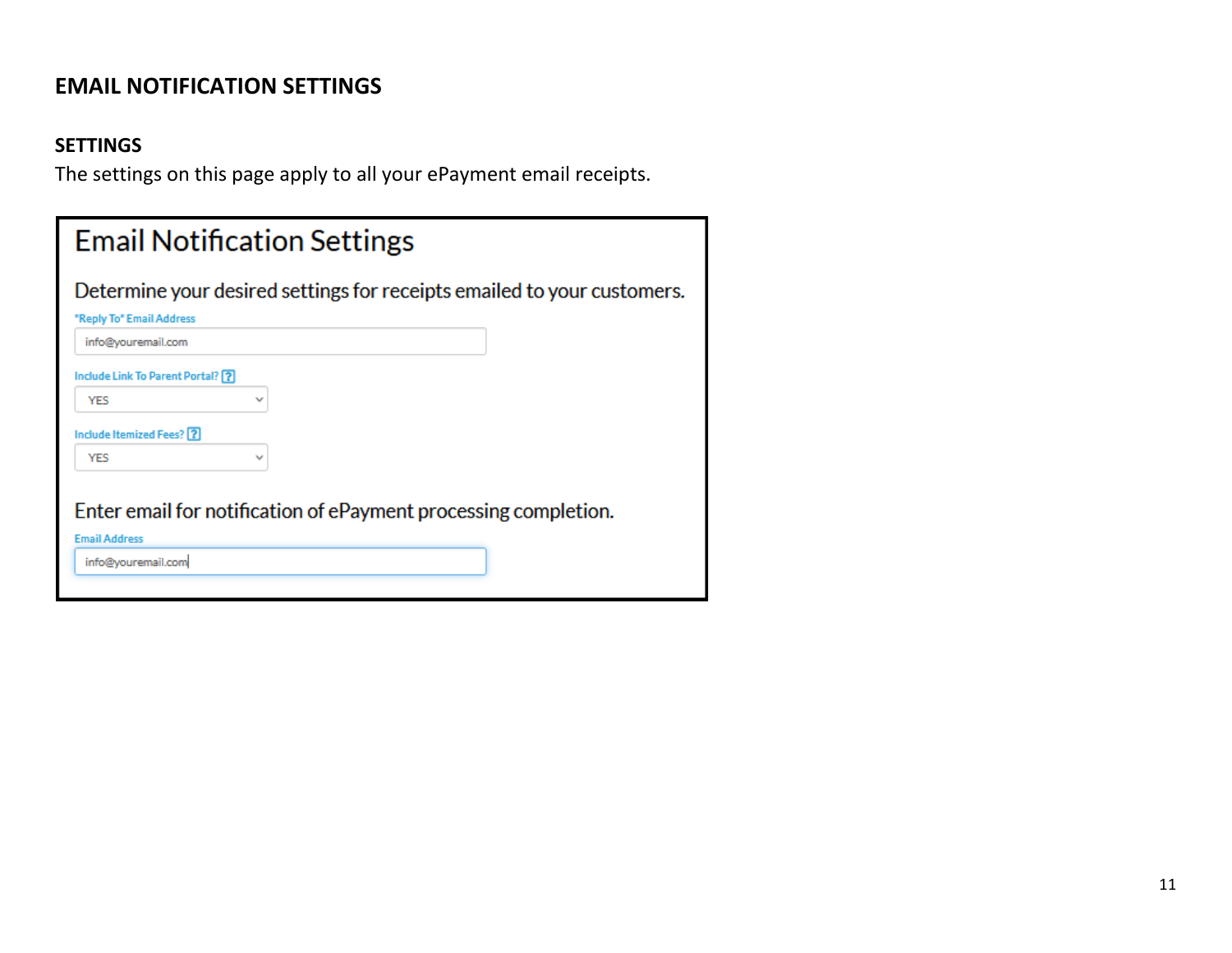# EMAIL NOTIFICATION SETTINGS

## SETTINGS

The settings on this page apply to all your ePayment email receipts.

### Email Notification Settings

Determine your desired settings for receipts emailed to your customers.

"Reply To" Email Address

info@youremail.com

Include Link To Parent Portal? [?]

YES

Include Itemized Fees? [?]

YES

Enter email for notification of ePayment processing completion.

Email Address

info@youremail.com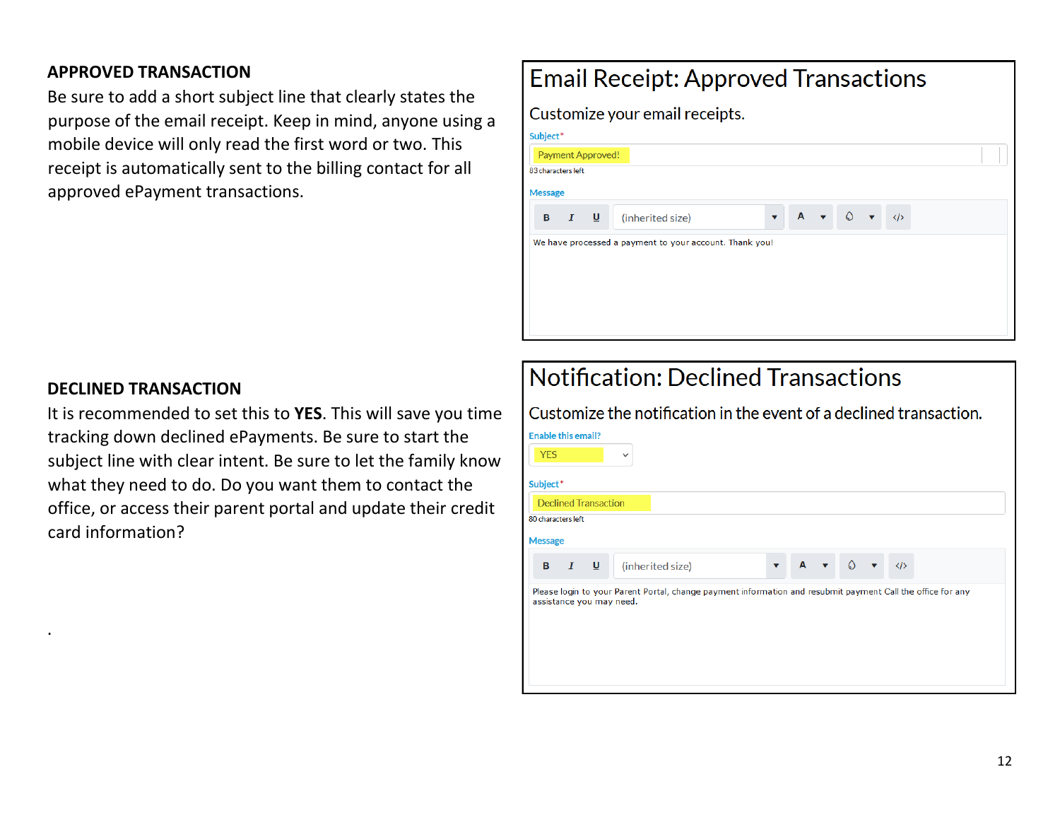## APPROVED TRANSACTION

Be sure to add a short subject line that clearly states the purpose of the email receipt. Keep in mind, anyone using a mobile device will only read the first word or two. This receipt is automatically sent to the billing contact for all approved ePayment transactions.

# Email Receipt: Approved Transactions

Customize your email receipts.

Subject*

Payment Approved!

83 characters left

Message

B I U (inherited size) A </>

We have processed a payment to your account. Thank you!

## DECLINED TRANSACTION

It is recommended to set this to **YES**. This will save you time tracking down declined ePayments. Be sure to start the subject line with clear intent. Be sure to let the family know what they need to do. Do you want them to contact the office, or access their parent portal and update their credit card information?

# Notification: Declined Transactions

Customize the notification in the event of a declined transaction.

Enable this email?

YES

Subject*

Declined Transaction

80 characters left

Message

B I U (inherited size) A </>

Please login to your Parent Portal, change payment information and resubmit payment Call the office for any assistance you may need.

.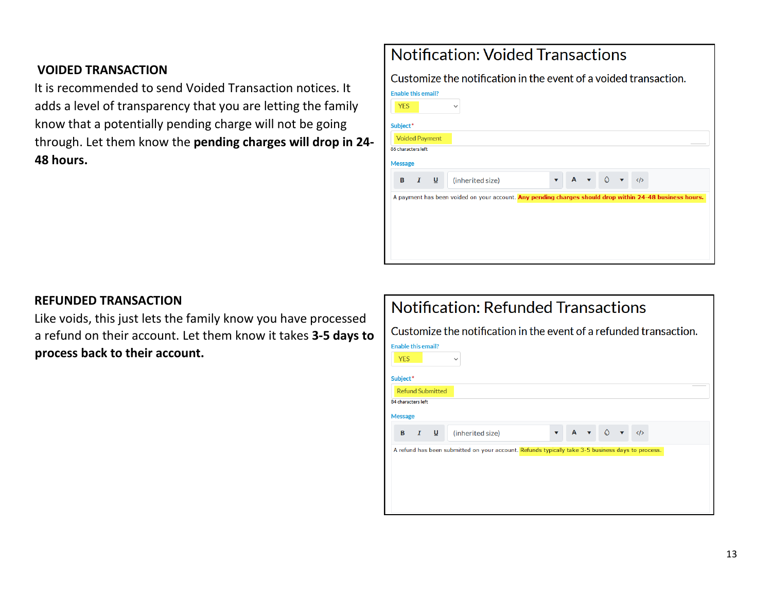## VOIDED TRANSACTION

It is recommended to send Voided Transaction notices. It adds a level of transparency that you are letting the family know that a potentially pending charge will not be going through. Let them know the **pending charges will drop in 24-48 hours.**

# Notification: Voided Transactions

Customize the notification in the event of a voided transaction.

Enable this email?

YES

Subject*

Voided Payment

86 characters left

Message

B I U (inherited size) A

A payment has been voided on your account. **Any pending charges should drop within 24-48 business hours.**

## REFUNDED TRANSACTION

Like voids, this just lets the family know you have processed a refund on their account. Let them know it takes **3-5 days to process back to their account.**

# Notification: Refunded Transactions

Customize the notification in the event of a refunded transaction.

Enable this email?

YES

Subject*

Refund Submitted

84 characters left

Message

B I U (inherited size) A

A refund has been submitted on your account. Refunds typically take 3-5 business days to process.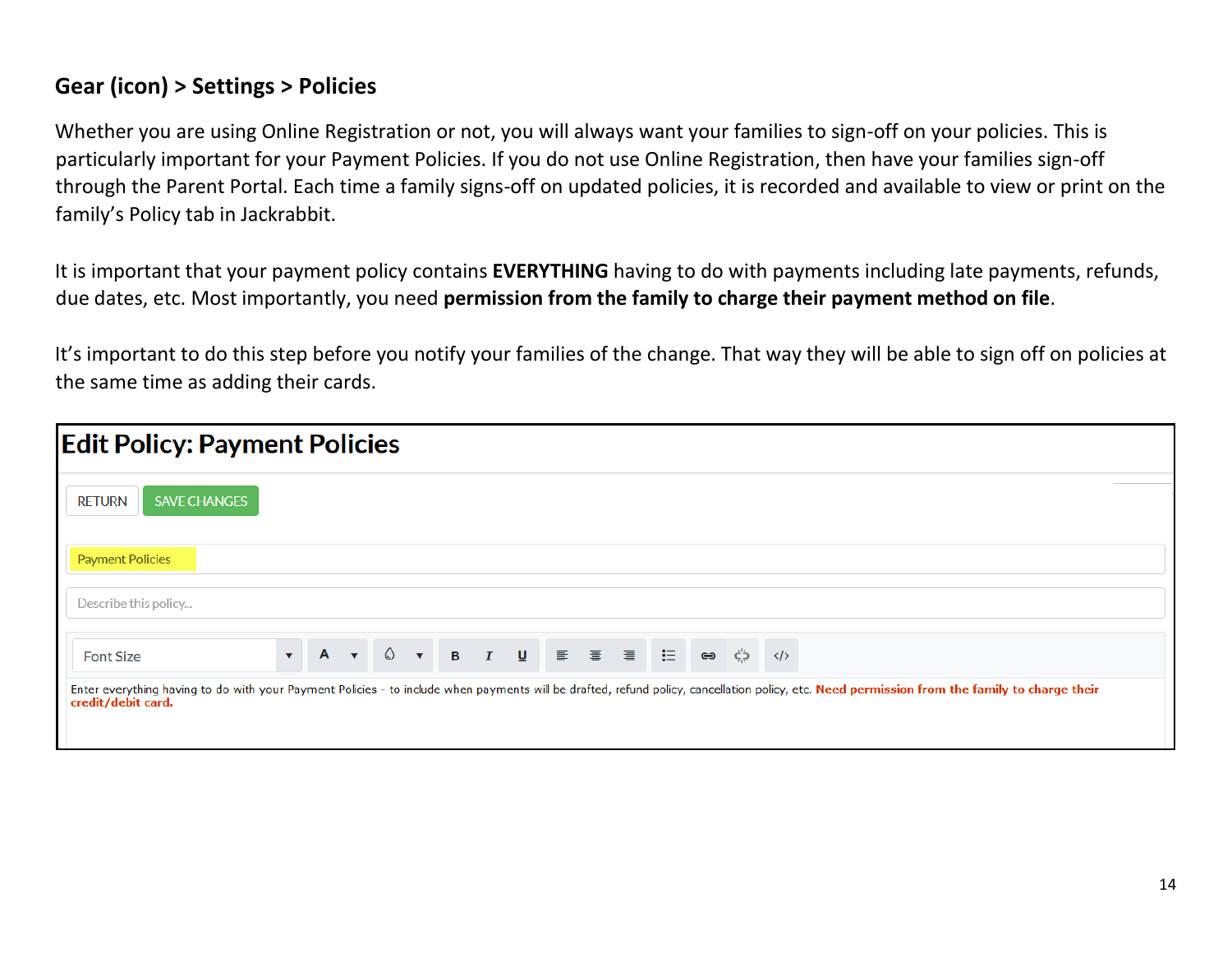## Gear (icon) > Settings > Policies

Whether you are using Online Registration or not, you will always want your families to sign-off on your policies. This is particularly important for your Payment Policies. If you do not use Online Registration, then have your families sign-off through the Parent Portal. Each time a family signs-off on updated policies, it is recorded and available to view or print on the family's Policy tab in Jackrabbit.

It is important that your payment policy contains **EVERYTHING** having to do with payments including late payments, refunds, due dates, etc. Most importantly, you need **permission from the family to charge their payment method on file**.

It's important to do this step before you notify your families of the change. That way they will be able to sign off on policies at the same time as adding their cards.

# Edit Policy: Payment Policies

RETURN SAVE CHANGES

Payment Policies

Describe this policy...

Font Size

Enter everything having to do with your Payment Policies - to include when payments will be drafted, refund policy, cancellation policy, etc. **Need permission from the family to charge their credit/debit card.**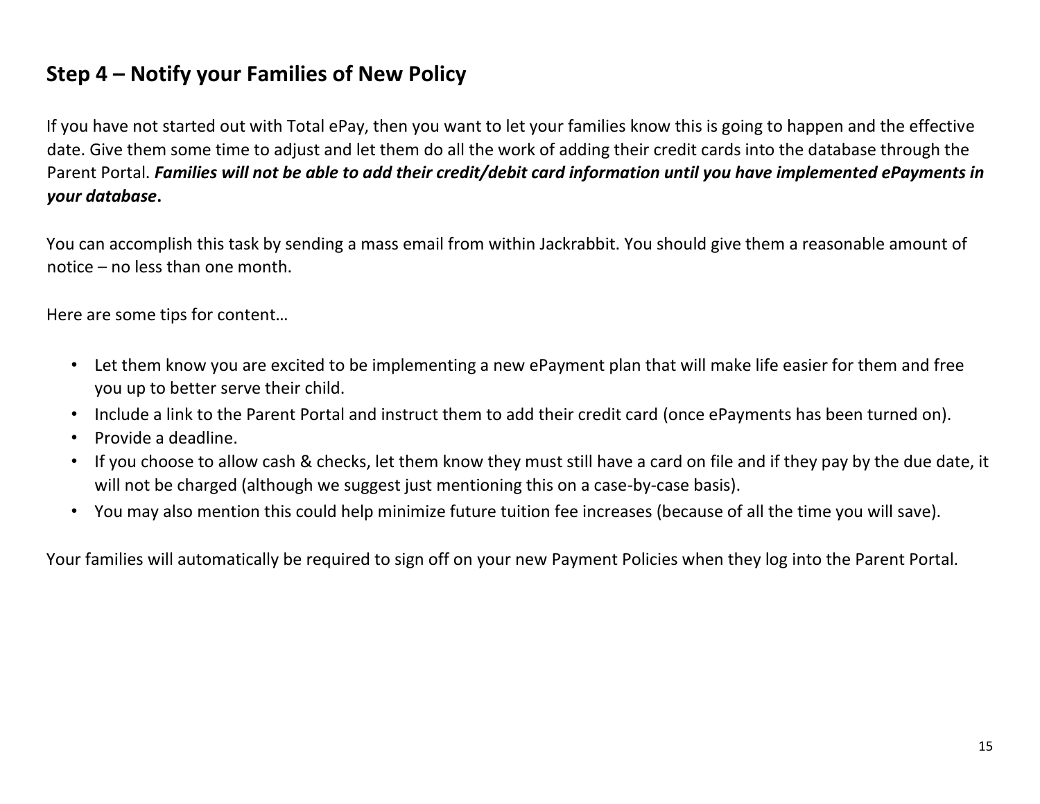## Step 4 – Notify your Families of New Policy

If you have not started out with Total ePay, then you want to let your families know this is going to happen and the effective date. Give them some time to adjust and let them do all the work of adding their credit cards into the database through the Parent Portal. ***Families will not be able to add their credit/debit card information until you have implemented ePayments in your database*.**

You can accomplish this task by sending a mass email from within Jackrabbit. You should give them a reasonable amount of notice – no less than one month.

Here are some tips for content…

- Let them know you are excited to be implementing a new ePayment plan that will make life easier for them and free you up to better serve their child.
- Include a link to the Parent Portal and instruct them to add their credit card (once ePayments has been turned on).
- Provide a deadline.
- If you choose to allow cash & checks, let them know they must still have a card on file and if they pay by the due date, it will not be charged (although we suggest just mentioning this on a case-by-case basis).
- You may also mention this could help minimize future tuition fee increases (because of all the time you will save).

Your families will automatically be required to sign off on your new Payment Policies when they log into the Parent Portal.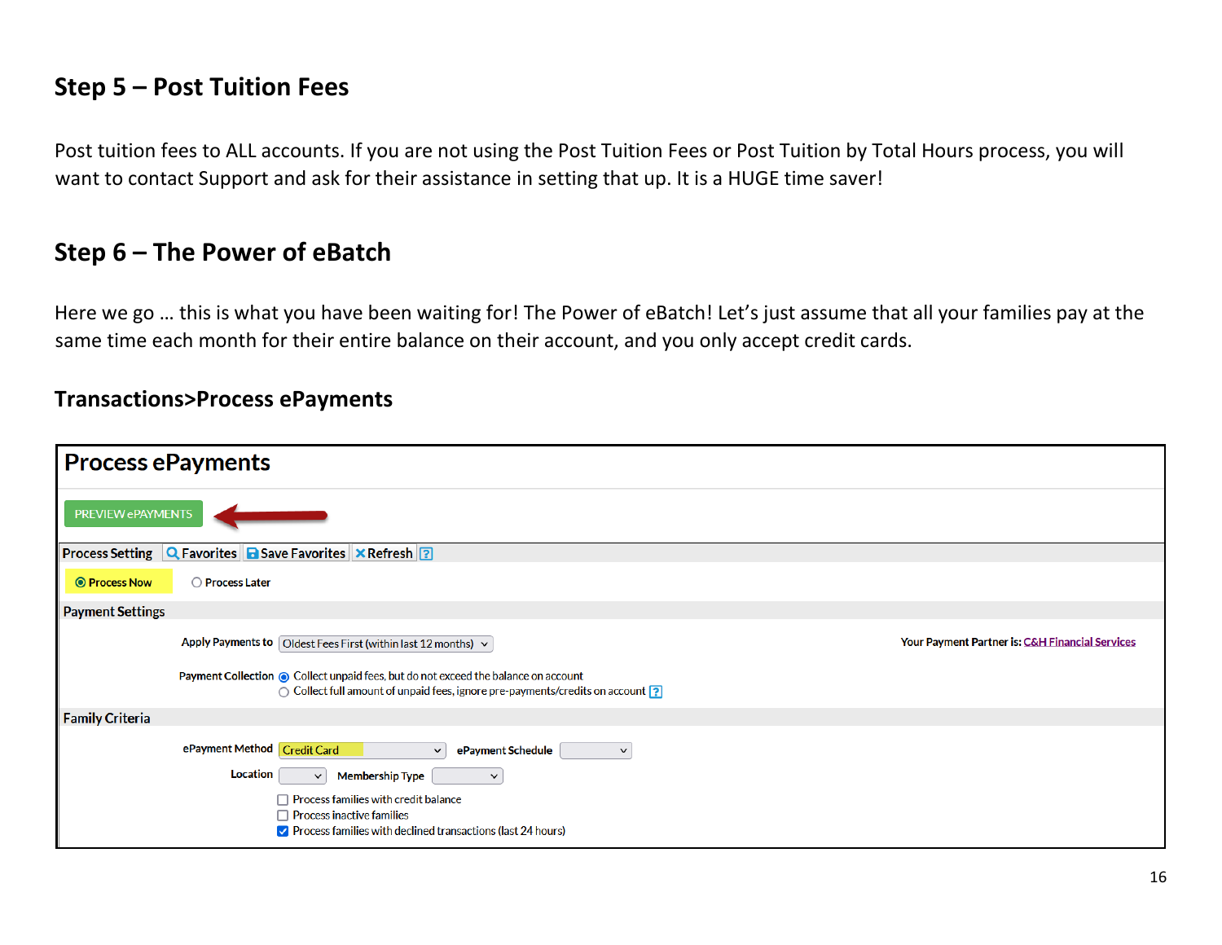## Step 5 – Post Tuition Fees

Post tuition fees to ALL accounts. If you are not using the Post Tuition Fees or Post Tuition by Total Hours process, you will want to contact Support and ask for their assistance in setting that up. It is a HUGE time saver!

## Step 6 – The Power of eBatch

Here we go … this is what you have been waiting for! The Power of eBatch! Let's just assume that all your families pay at the same time each month for their entire balance on their account, and you only accept credit cards.

### Transactions>Process ePayments

**Process ePayments**

PREVIEW ePAYMENTS

Process Setting | Favorites | Save Favorites | Refresh

- (•) Process Now
- ( ) Process Later

**Payment Settings**

Apply Payments to: Oldest Fees First (within last 12 months)

Your Payment Partner is: C&H Financial Services

Payment Collection:
- (•) Collect unpaid fees, but do not exceed the balance on account
- ( ) Collect full amount of unpaid fees, ignore pre-payments/credits on account

**Family Criteria**

ePayment Method: Credit Card — ePayment Schedule:

Location: — Membership Type:

- [ ] Process families with credit balance
- [ ] Process inactive families
- [x] Process families with declined transactions (last 24 hours)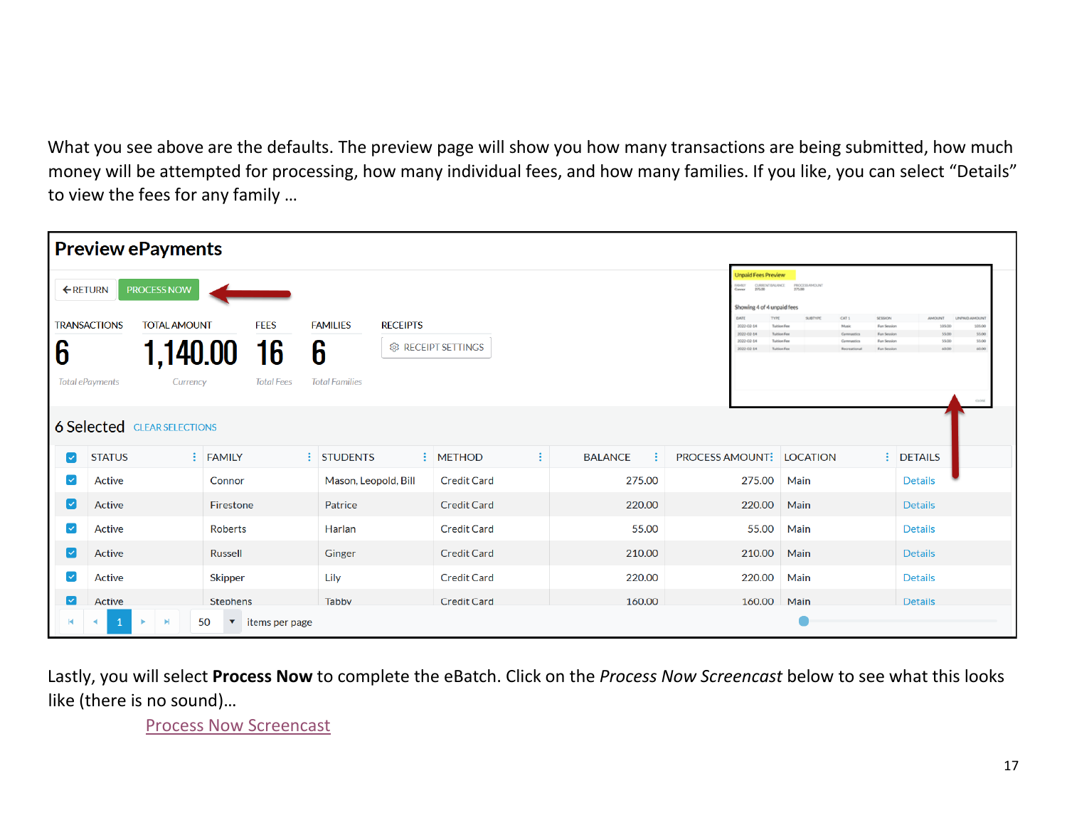What you see above are the defaults. The preview page will show you how many transactions are being submitted, how much money will be attempted for processing, how many individual fees, and how many families. If you like, you can select "Details" to view the fees for any family …

**Preview ePayments**

RETURN | PROCESS NOW

| TRANSACTIONS | TOTAL AMOUNT | FEES | FAMILIES | RECEIPTS |
|---|---|---|---|---|
| 6 | 1,140.00 | 16 | 6 | RECEIPT SETTINGS |
| Total ePayments | Currency | Total Fees | Total Families | |

6 Selected CLEAR SELECTIONS

| STATUS | FAMILY | STUDENTS | METHOD | BALANCE | PROCESS AMOUNT | LOCATION | DETAILS |
|---|---|---|---|---|---|---|---|
| Active | Connor | Mason, Leopold, Bill | Credit Card | 275.00 | 275.00 | Main | Details |
| Active | Firestone | Patrice | Credit Card | 220.00 | 220.00 | Main | Details |
| Active | Roberts | Harlan | Credit Card | 55.00 | 55.00 | Main | Details |
| Active | Russell | Ginger | Credit Card | 210.00 | 210.00 | Main | Details |
| Active | Skipper | Lily | Credit Card | 220.00 | 220.00 | Main | Details |
| Active | Stephens | Tabby | Credit Card | 160.00 | 160.00 | Main | Details |

50 items per page

Lastly, you will select **Process Now** to complete the eBatch. Click on the *Process Now Screencast* below to see what this looks like (there is no sound)…

Process Now Screencast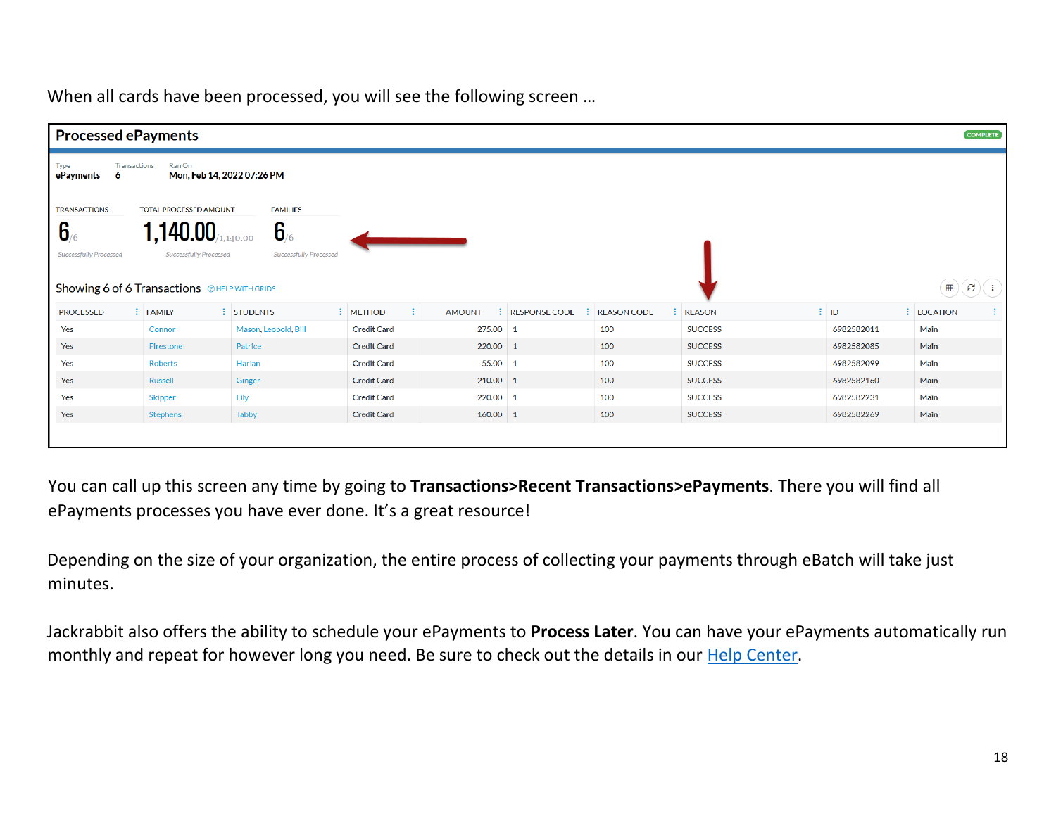When all cards have been processed, you will see the following screen …

**Processed ePayments** COMPLETE

Type: ePayments | Transactions: 6 | Ran On: Mon, Feb 14, 2022 07:26 PM

TRANSACTIONS: 6/6 Successfully Processed

TOTAL PROCESSED AMOUNT: 1,140.00/1,140.00 Successfully Processed

FAMILIES: 6/6 Successfully Processed

Showing 6 of 6 Transactions HELP WITH GRIDS

| PROCESSED | FAMILY | STUDENTS | METHOD | AMOUNT | RESPONSE CODE | REASON CODE | REASON | ID | LOCATION |
|---|---|---|---|---|---|---|---|---|---|
| Yes | Connor | Mason, Leopold, Bill | Credit Card | 275.00 | 1 | 100 | SUCCESS | 6982582011 | Main |
| Yes | Firestone | Patrice | Credit Card | 220.00 | 1 | 100 | SUCCESS | 6982582085 | Main |
| Yes | Roberts | Harlan | Credit Card | 55.00 | 1 | 100 | SUCCESS | 6982582099 | Main |
| Yes | Russell | Ginger | Credit Card | 210.00 | 1 | 100 | SUCCESS | 6982582160 | Main |
| Yes | Skipper | Lily | Credit Card | 220.00 | 1 | 100 | SUCCESS | 6982582231 | Main |
| Yes | Stephens | Tabby | Credit Card | 160.00 | 1 | 100 | SUCCESS | 6982582269 | Main |

You can call up this screen any time by going to **Transactions>Recent Transactions>ePayments**. There you will find all ePayments processes you have ever done. It's a great resource!

Depending on the size of your organization, the entire process of collecting your payments through eBatch will take just minutes.

Jackrabbit also offers the ability to schedule your ePayments to **Process Later**. You can have your ePayments automatically run monthly and repeat for however long you need. Be sure to check out the details in our [Help Center].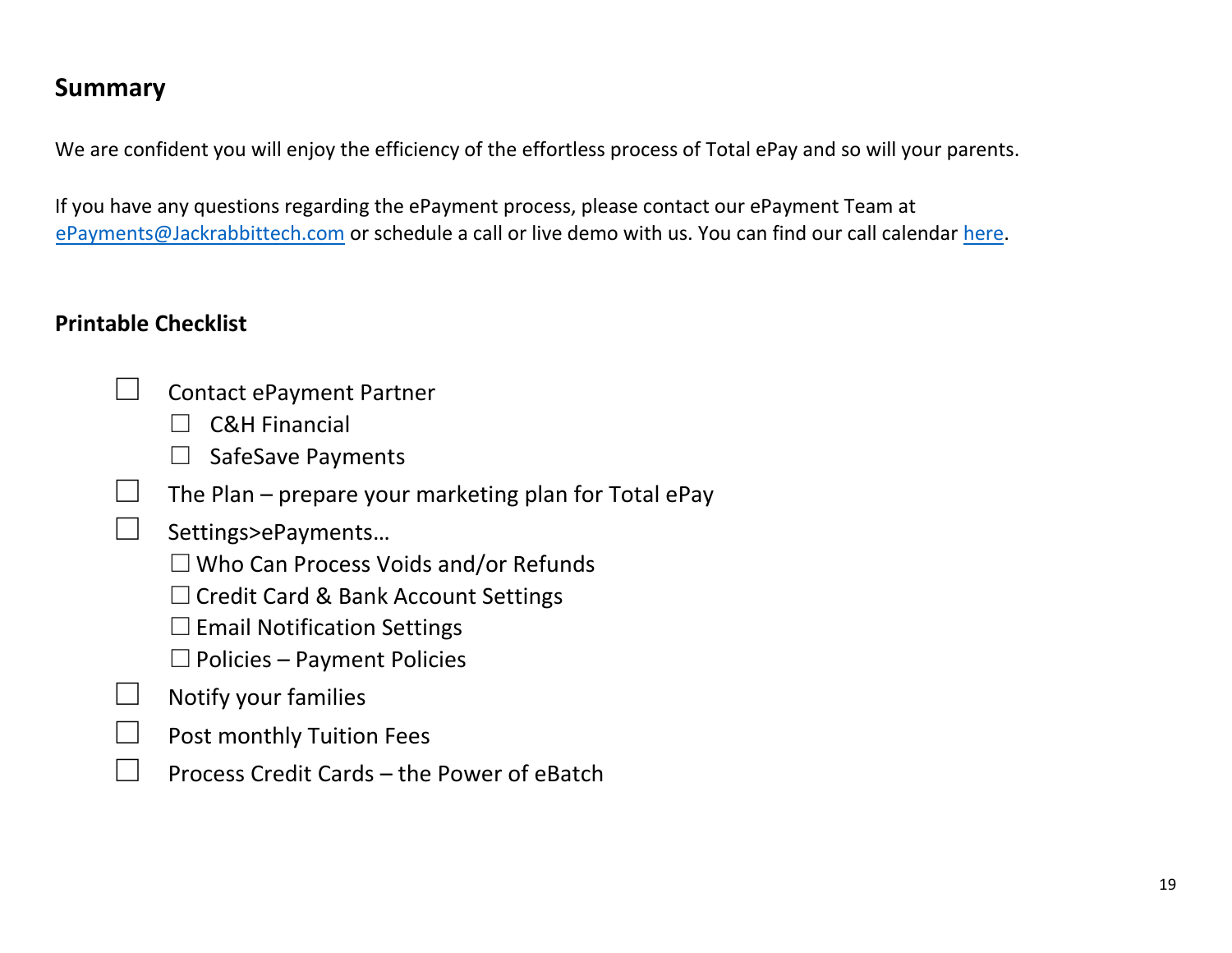## Summary

We are confident you will enjoy the efficiency of the effortless process of Total ePay and so will your parents.

If you have any questions regarding the ePayment process, please contact our ePayment Team at ePayments@Jackrabbittech.com or schedule a call or live demo with us. You can find our call calendar here.

## Printable Checklist

- ☐ Contact ePayment Partner
  - ☐ C&H Financial
  - ☐ SafeSave Payments
- ☐ The Plan – prepare your marketing plan for Total ePay
- ☐ Settings>ePayments…
  - ☐ Who Can Process Voids and/or Refunds
  - ☐ Credit Card & Bank Account Settings
  - ☐ Email Notification Settings
  - ☐ Policies – Payment Policies
- ☐ Notify your families
- ☐ Post monthly Tuition Fees
- ☐ Process Credit Cards – the Power of eBatch